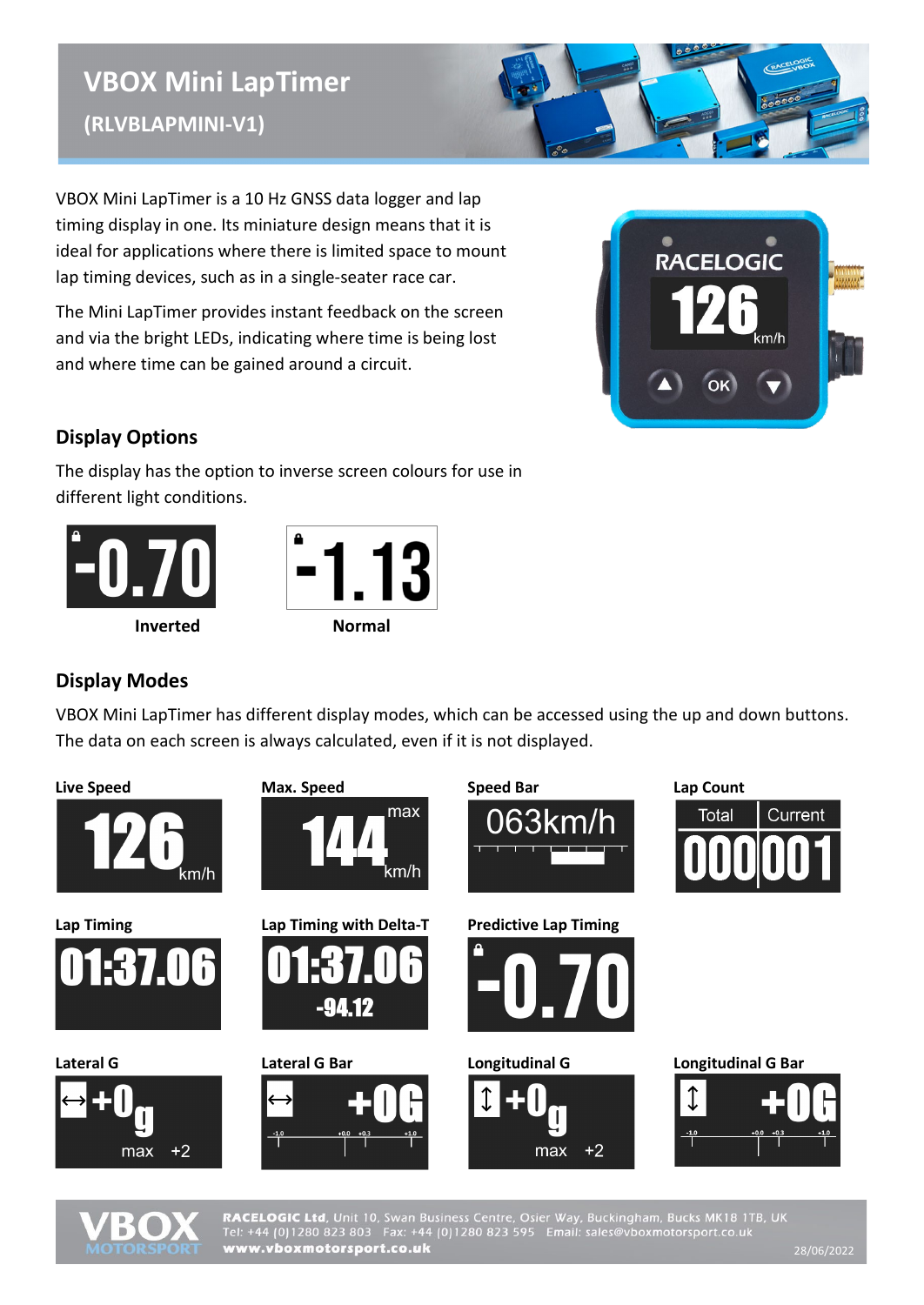# VBOX Mini LapTimer

## (RLVBLAPMINI-V1)

VBOX Mini LapTimer is a 10 Hz GNSS data logger and lap timing display in one. Its miniature design means that it is ideal for applications where there is limited space to mount lap timing devices, such as in a single-seater race car.

The Mini LapTimer provides instant feedback on the screen and via the bright LEDs, indicating where time is being lost and where time can be gained around a circuit.

## Display Options

The display has the option to inverse screen colours for use in different light conditions.

Inverted

Normal

## Display Modes

VBOX Mini LapTimer has different display modes, which can be accessed using the up and down buttons. The data on each screen is always calculated, even if it is not displayed.

**Live Speed**

**Max. Speed**

**Speed Bar**

**Lap Count**

**Lap Timing**

**Lap Timing with Delta-T**

**Predictive Lap Timing**

**Lateral G**

**Lateral G Bar**

**Longitudinal G**

**Longitudinal G Bar**

**RACELOGIC Ltd**, Unit 10, Swan Business Centre, Osier Way, Buckingham, Bucks MK18 1TB, UK
Tel: +44 (0)1280 823 803 Fax: +44 (0)1280 823 595 Email: sales@vboxmotorsport.co.uk
**www.vboxmotorsport.co.uk**

28/06/2022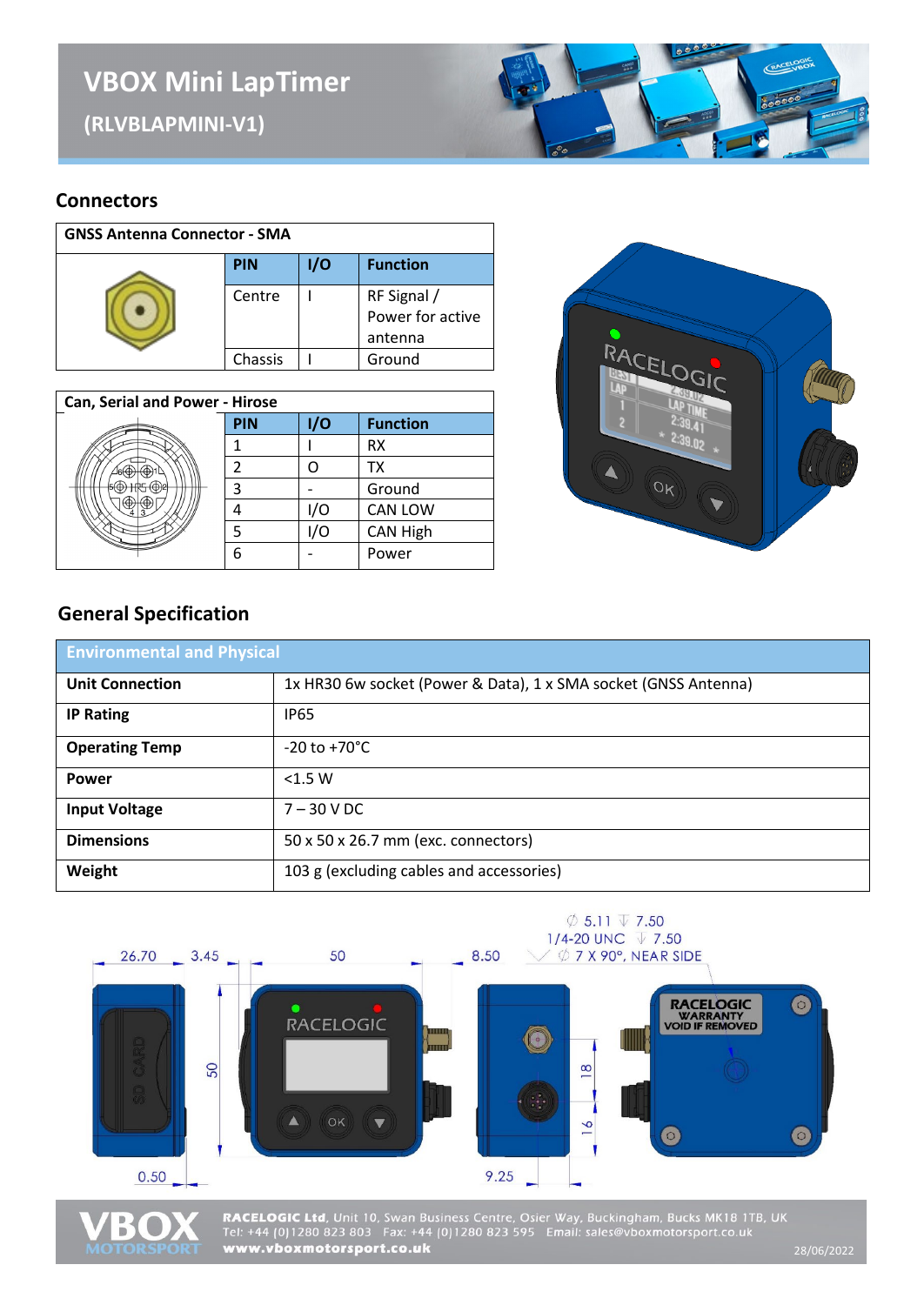# VBOX Mini LapTimer

## (RLVBLAPMINI-V1)

## Connectors

**GNSS Antenna Connector - SMA**

| PIN | I/O | Function |
|---|---|---|
| Centre | I | RF Signal / Power for active antenna |
| Chassis | I | Ground |

**Can, Serial and Power - Hirose**

| PIN | I/O | Function |
|---|---|---|
| 1 | I | RX |
| 2 | O | TX |
| 3 | - | Ground |
| 4 | I/O | CAN LOW |
| 5 | I/O | CAN High |
| 6 | - | Power |

## General Specification

| Environmental and Physical | |
|---|---|
| **Unit Connection** | 1x HR30 6w socket (Power & Data), 1 x SMA socket (GNSS Antenna) |
| **IP Rating** | IP65 |
| **Operating Temp** | -20 to +70°C |
| **Power** | <1.5 W |
| **Input Voltage** | 7 – 30 V DC |
| **Dimensions** | 50 x 50 x 26.7 mm (exc. connectors) |
| **Weight** | 103 g (excluding cables and accessories) |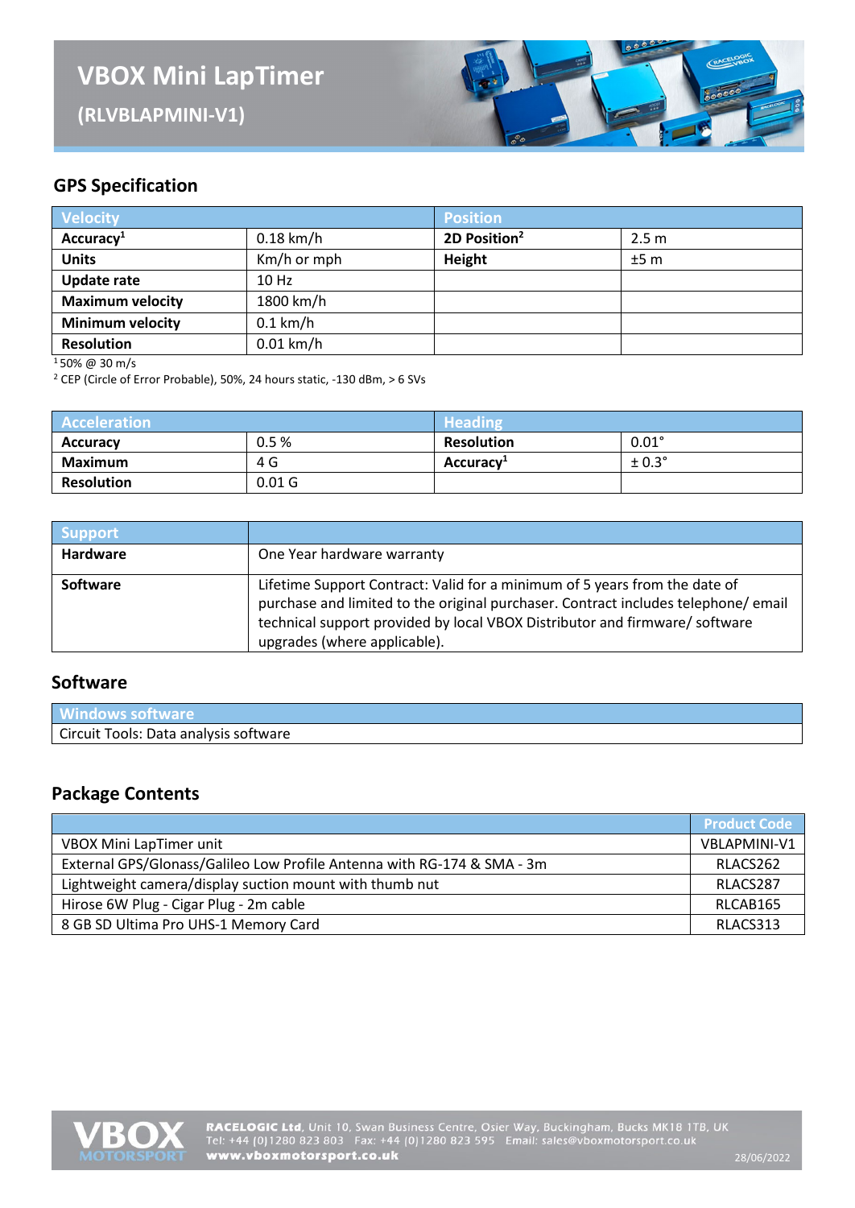# VBOX Mini LapTimer

## (RLVBLAPMINI-V1)

## GPS Specification

| Velocity | | Position | |
|---|---|---|---|
| **Accuracy**[1] | 0.18 km/h | **2D Position**[2] | 2.5 m |
| **Units** | Km/h or mph | **Height** | ±5 m |
| **Update rate** | 10 Hz | | |
| **Maximum velocity** | 1800 km/h | | |
| **Minimum velocity** | 0.1 km/h | | |
| **Resolution** | 0.01 km/h | | |

[1] 50% @ 30 m/s

[2] CEP (Circle of Error Probable), 50%, 24 hours static, -130 dBm, > 6 SVs

| Acceleration | | Heading | |
|---|---|---|---|
| **Accuracy** | 0.5 % | **Resolution** | 0.01° |
| **Maximum** | 4 G | **Accuracy**[1] | ± 0.3° |
| **Resolution** | 0.01 G | | |

| Support | |
|---|---|
| **Hardware** | One Year hardware warranty |
| **Software** | Lifetime Support Contract: Valid for a minimum of 5 years from the date of purchase and limited to the original purchaser. Contract includes telephone/ email technical support provided by local VBOX Distributor and firmware/ software upgrades (where applicable). |

## Software

| Windows software |
|---|
| Circuit Tools: Data analysis software |

## Package Contents

| | Product Code |
|---|---|
| VBOX Mini LapTimer unit | VBLAPMINI-V1 |
| External GPS/Glonass/Galileo Low Profile Antenna with RG-174 & SMA - 3m | RLACS262 |
| Lightweight camera/display suction mount with thumb nut | RLACS287 |
| Hirose 6W Plug - Cigar Plug - 2m cable | RLCAB165 |
| 8 GB SD Ultima Pro UHS-1 Memory Card | RLACS313 |

**RACELOGIC Ltd**, Unit 10, Swan Business Centre, Osier Way, Buckingham, Bucks MK18 1TB, UK
Tel: +44 (0)1280 823 803 Fax: +44 (0)1280 823 595 Email: sales@vboxmotorsport.co.uk
**www.vboxmotorsport.co.uk**

28/06/2022